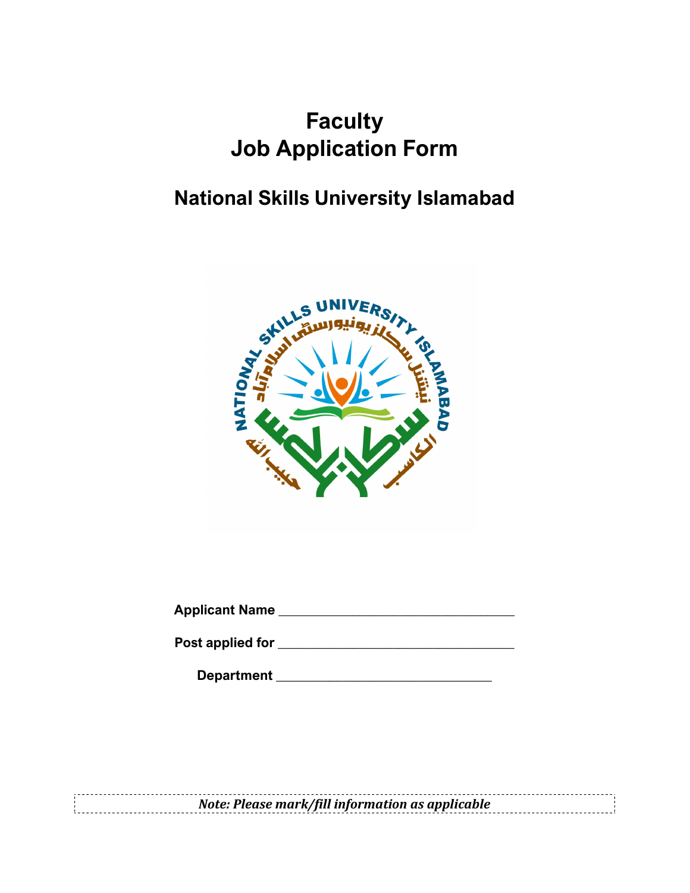# Faculty
# Job Application Form

## National Skills University Islamabad

**Applicant Name** ________________________________

**Post applied for** ________________________________

**Department** ______________________________

***Note: Please mark/fill information as applicable***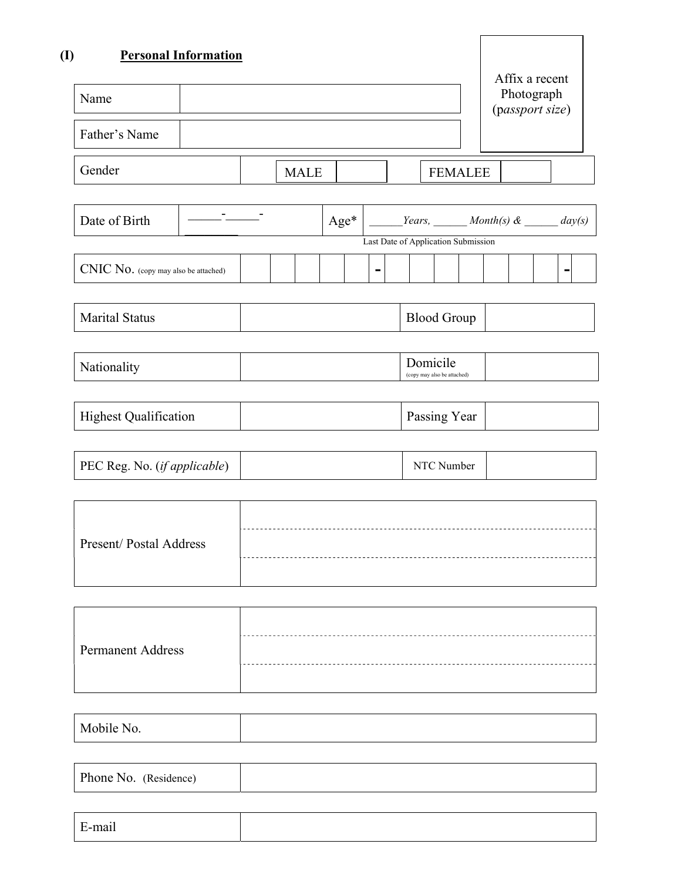## (I) Personal Information

Affix a recent Photograph (*passport size*)

| Name | |
|---|---|
| Father's Name | |

| Gender | MALE | | FEMALEE | |
|---|---|---|---|---|

| Date of Birth | \_\_\_\_\_-\_\_\_\_\_-\_\_\_\_\_\_\_\_ | Age* | \_\_\_\_\_\_*Years,* \_\_\_\_\_\_ *Month(s) &* \_\_\_\_\_\_ *day(s)* |
|---|---|---|---|
| | | | Last Date of Application Submission |

| CNIC No. (copy may also be attached) | | | | | | - | | | | | | | | - | |
|---|---|---|---|---|---|---|---|---|---|---|---|---|---|---|---|

| Marital Status | | Blood Group | |
|---|---|---|---|
| Nationality | | Domicile (copy may also be attached) | |
| Highest Qualification | | Passing Year | |
| PEC Reg. No. (*if applicable*) | | NTC Number | |

| Present/ Postal Address | |
|---|---|
| | |
| | |

| Permanent Address | |
|---|---|
| | |
| | |

| Mobile No. | |
|---|---|
| Phone No. (Residence) | |
| E-mail | |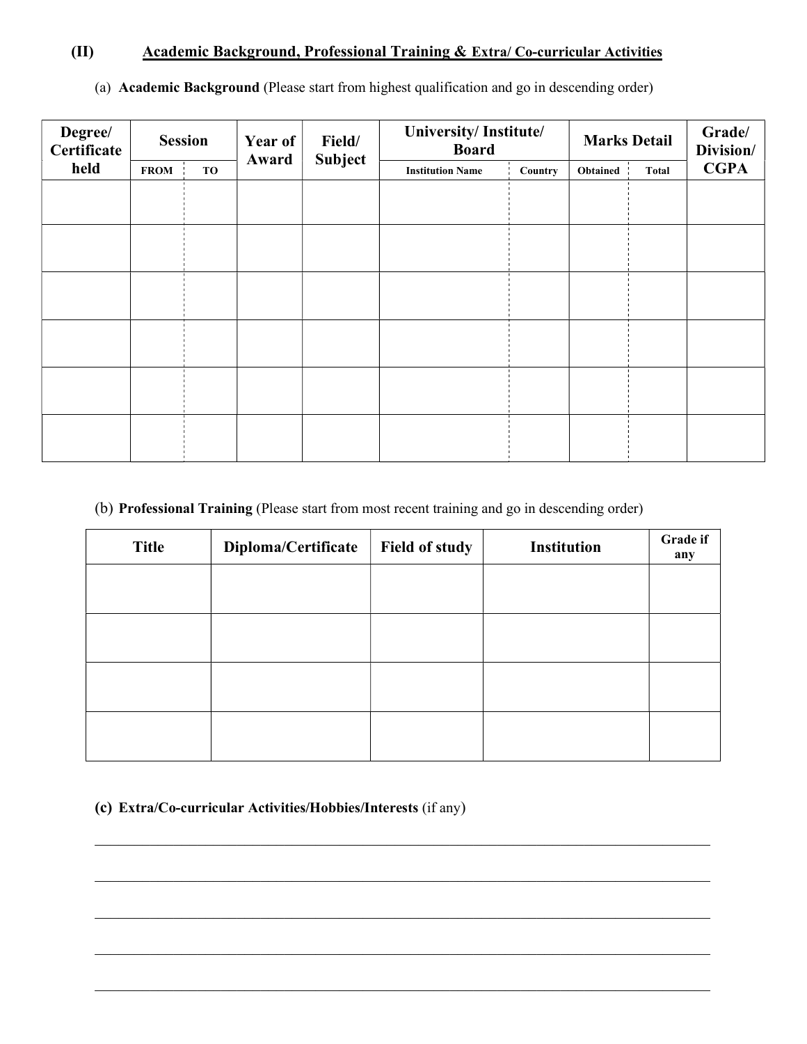## (II) Academic Background, Professional Training & Extra/ Co-curricular Activities

(a) **Academic Background** (Please start from highest qualification and go in descending order)

| Degree/ Certificate held | Session | | Year of Award | Field/ Subject | University/ Institute/ Board | | Marks Detail | | Grade/ Division/ CGPA |
|---|---|---|---|---|---|---|---|---|---|
| | FROM | TO | | | Institution Name | Country | Obtained | Total | |
| | | | | | | | | | |
| | | | | | | | | | |
| | | | | | | | | | |
| | | | | | | | | | |
| | | | | | | | | | |
| | | | | | | | | | |

(b) **Professional Training** (Please start from most recent training and go in descending order)

| Title | Diploma/Certificate | Field of study | Institution | Grade if any |
|---|---|---|---|---|
| | | | | |
| | | | | |
| | | | | |
| | | | | |

**(c) Extra/Co-curricular Activities/Hobbies/Interests** (if any)

_______________________________________________________________________________

_______________________________________________________________________________

_______________________________________________________________________________

_______________________________________________________________________________

_______________________________________________________________________________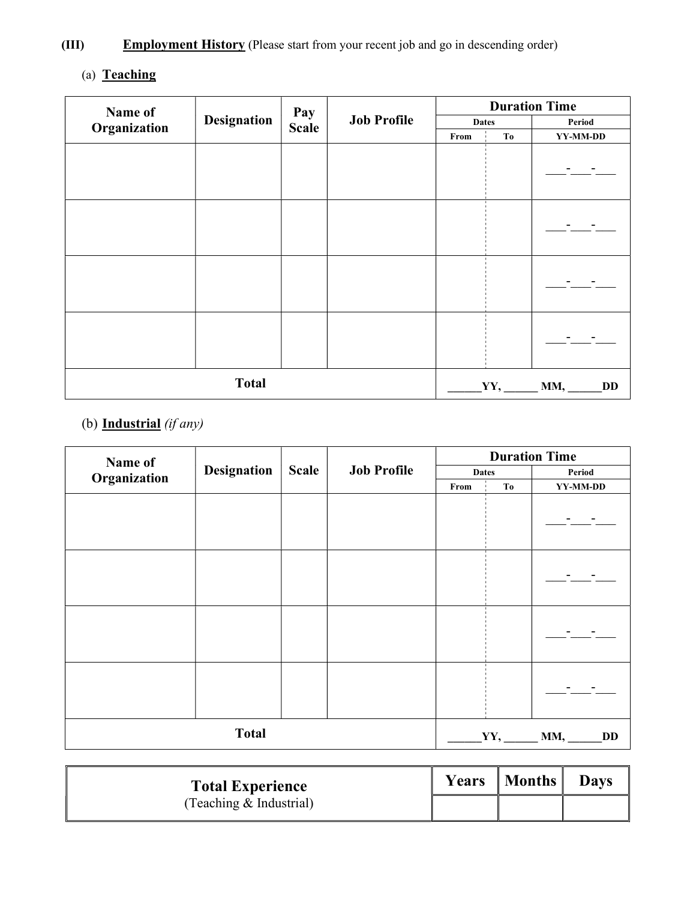**(III)** **Employment History** (Please start from your recent job and go in descending order)

(a) **Teaching**

| Name of Organization | Designation | Pay Scale | Job Profile | Duration Time | | |
|---|---|---|---|---|---|---|
| | | | | Dates | | Period |
| | | | | From | To | YY-MM-DD |
| | | | | | | ___-___-___ |
| | | | | | | ___-___-___ |
| | | | | | | ___-___-___ |
| | | | | | | ___-___-___ |
| **Total** | | | | ______YY, ______ MM, ______DD | | |

(b) **Industrial** *(if any)*

| Name of Organization | Designation | Scale | Job Profile | Duration Time | | |
|---|---|---|---|---|---|---|
| | | | | Dates | | Period |
| | | | | From | To | YY-MM-DD |
| | | | | | | ___-___-___ |
| | | | | | | ___-___-___ |
| | | | | | | ___-___-___ |
| | | | | | | ___-___-___ |
| **Total** | | | | ______YY, ______ MM, ______DD | | |

| **Total Experience** (Teaching & Industrial) | Years | Months | Days |
|---|---|---|---|
| | | | |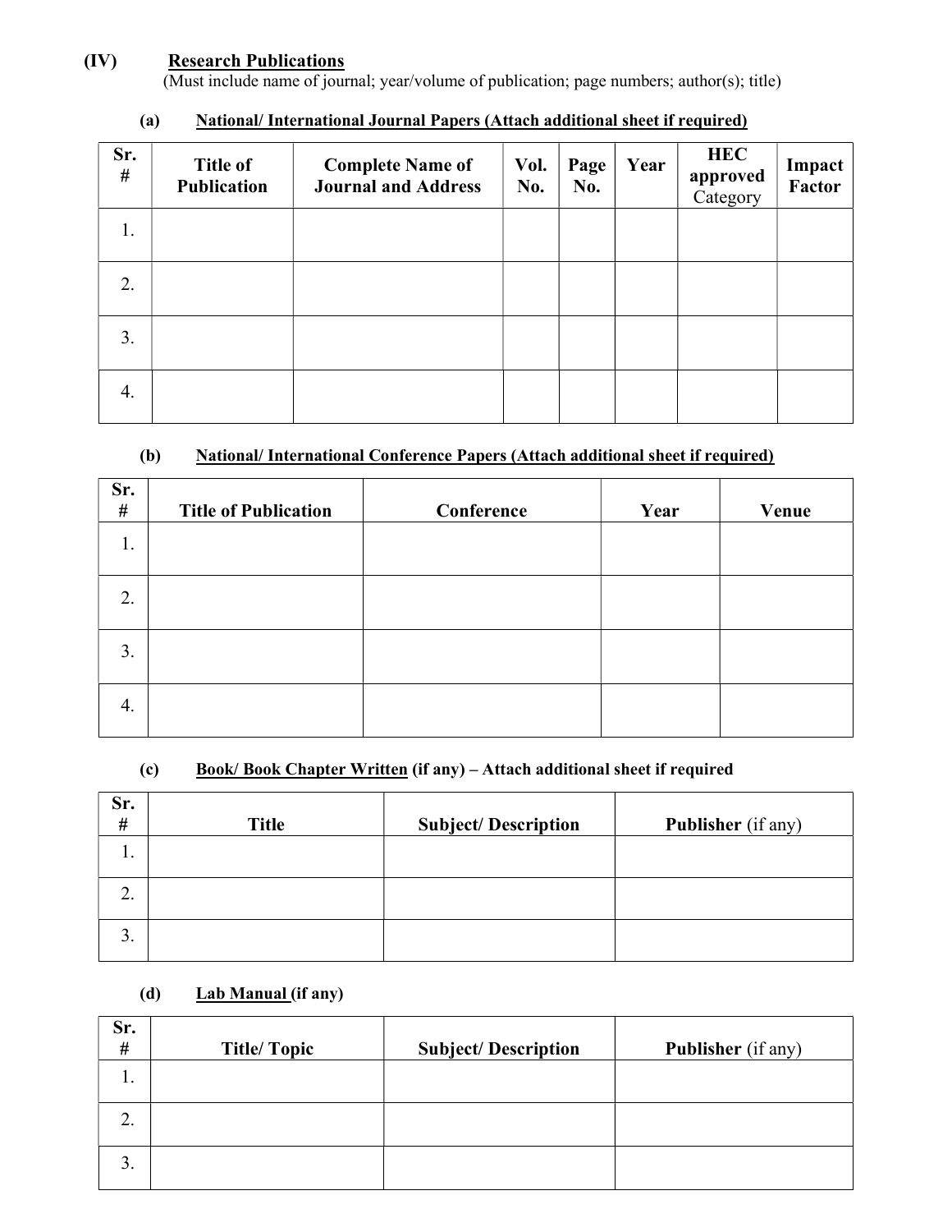## (IV) Research Publications

(Must include name of journal; year/volume of publication; page numbers; author(s); title)

### (a) National/ International Journal Papers (Attach additional sheet if required)

| Sr. # | Title of Publication | Complete Name of Journal and Address | Vol. No. | Page No. | Year | HEC approved Category | Impact Factor |
|---|---|---|---|---|---|---|---|
| 1. | | | | | | | |
| 2. | | | | | | | |
| 3. | | | | | | | |
| 4. | | | | | | | |

### (b) National/ International Conference Papers (Attach additional sheet if required)

| Sr. # | Title of Publication | Conference | Year | Venue |
|---|---|---|---|---|
| 1. | | | | |
| 2. | | | | |
| 3. | | | | |
| 4. | | | | |

### (c) Book/ Book Chapter Written (if any) – Attach additional sheet if required

| Sr. # | Title | Subject/ Description | Publisher (if any) |
|---|---|---|---|
| 1. | | | |
| 2. | | | |
| 3. | | | |

### (d) Lab Manual (if any)

| Sr. # | Title/ Topic | Subject/ Description | Publisher (if any) |
|---|---|---|---|
| 1. | | | |
| 2. | | | |
| 3. | | | |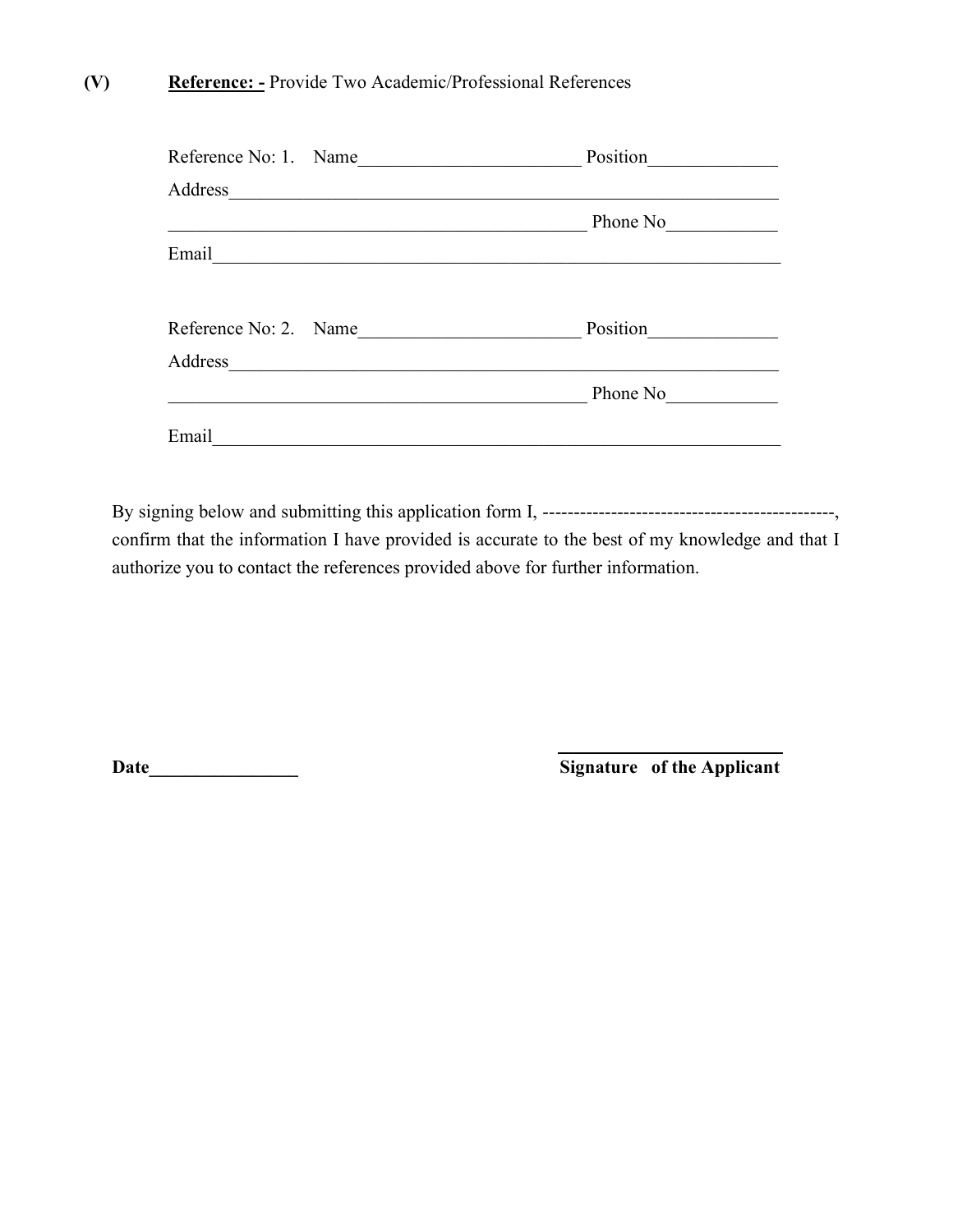**(V)** **<u>Reference: -</u>** Provide Two Academic/Professional References

Reference No: 1. Name________________________ Position_____________

Address____________________________________________________________

_____________________________________________ Phone No___________

Email_______________________________________________________________

Reference No: 2. Name________________________ Position_____________

Address____________________________________________________________

_____________________________________________ Phone No___________

Email_______________________________________________________________

By signing below and submitting this application form I, -----------------------------------------------, confirm that the information I have provided is accurate to the best of my knowledge and that I authorize you to contact the references provided above for further information.

**Date________________**

**Signature of the Applicant**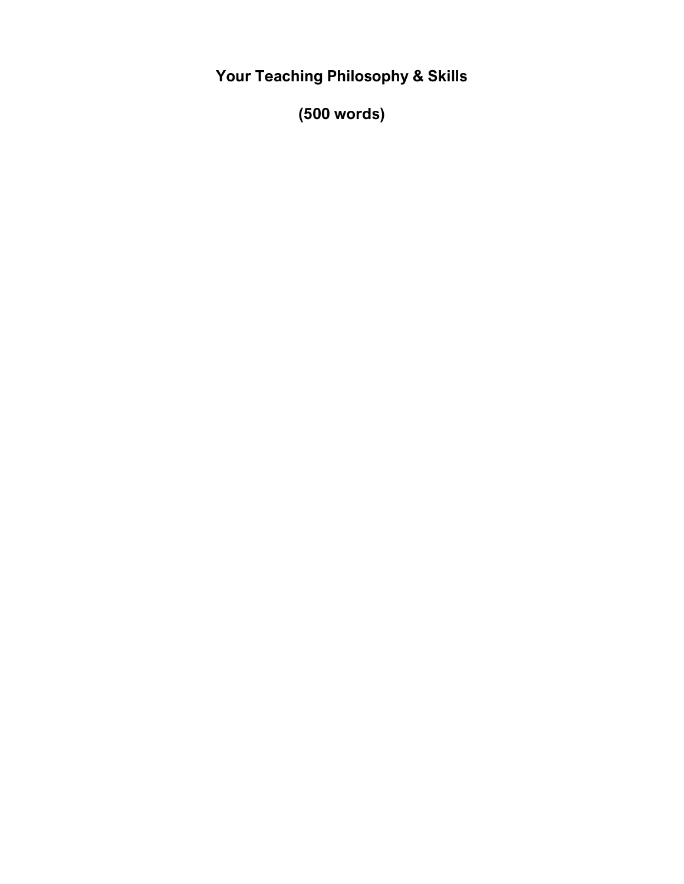# Your Teaching Philosophy & Skills

## (500 words)